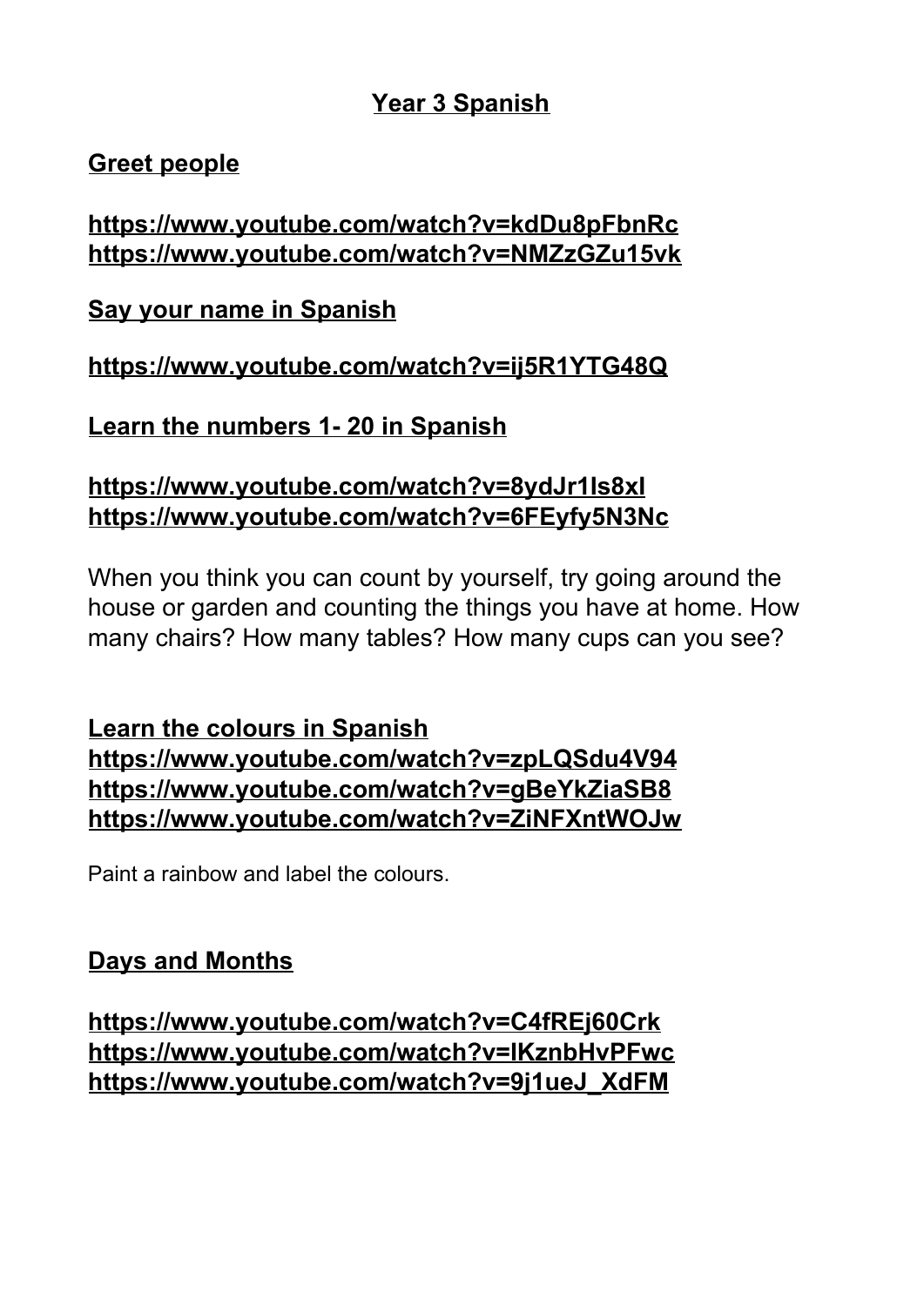# Year 3 Spanish

## Greet people

**https://www.youtube.com/watch?v=kdDu8pFbnRc**
**https://www.youtube.com/watch?v=NMZzGZu15vk**

## Say your name in Spanish

**https://www.youtube.com/watch?v=ij5R1YTG48Q**

## Learn the numbers 1- 20 in Spanish

**https://www.youtube.com/watch?v=8ydJr1Is8xI**
**https://www.youtube.com/watch?v=6FEyfy5N3Nc**

When you think you can count by yourself, try going around the house or garden and counting the things you have at home. How many chairs? How many tables? How many cups can you see?

## Learn the colours in Spanish

**https://www.youtube.com/watch?v=zpLQSdu4V94**
**https://www.youtube.com/watch?v=gBeYkZiaSB8**
**https://www.youtube.com/watch?v=ZiNFXntWOJw**

Paint a rainbow and label the colours.

## Days and Months

**https://www.youtube.com/watch?v=C4fREj60Crk**
**https://www.youtube.com/watch?v=IKznbHvPFwc**
**https://www.youtube.com/watch?v=9j1ueJ_XdFM**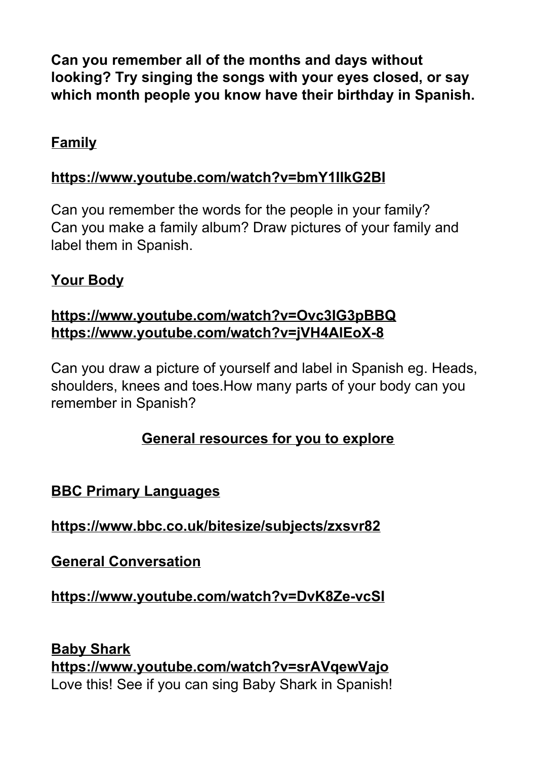**Can you remember all of the months and days without looking? Try singing the songs with your eyes closed, or say which month people you know have their birthday in Spanish.**

## Family

**https://www.youtube.com/watch?v=bmY1lIkG2BI**

Can you remember the words for the people in your family?
Can you make a family album? Draw pictures of your family and label them in Spanish.

## Your Body

**https://www.youtube.com/watch?v=Ovc3IG3pBBQ**
**https://www.youtube.com/watch?v=jVH4AIEoX-8**

Can you draw a picture of yourself and label in Spanish eg. Heads, shoulders, knees and toes.How many parts of your body can you remember in Spanish?

## General resources for you to explore

## BBC Primary Languages

**https://www.bbc.co.uk/bitesize/subjects/zxsvr82**

## General Conversation

**https://www.youtube.com/watch?v=DvK8Ze-vcSI**

## Baby Shark

**https://www.youtube.com/watch?v=srAVqewVajo**
Love this! See if you can sing Baby Shark in Spanish!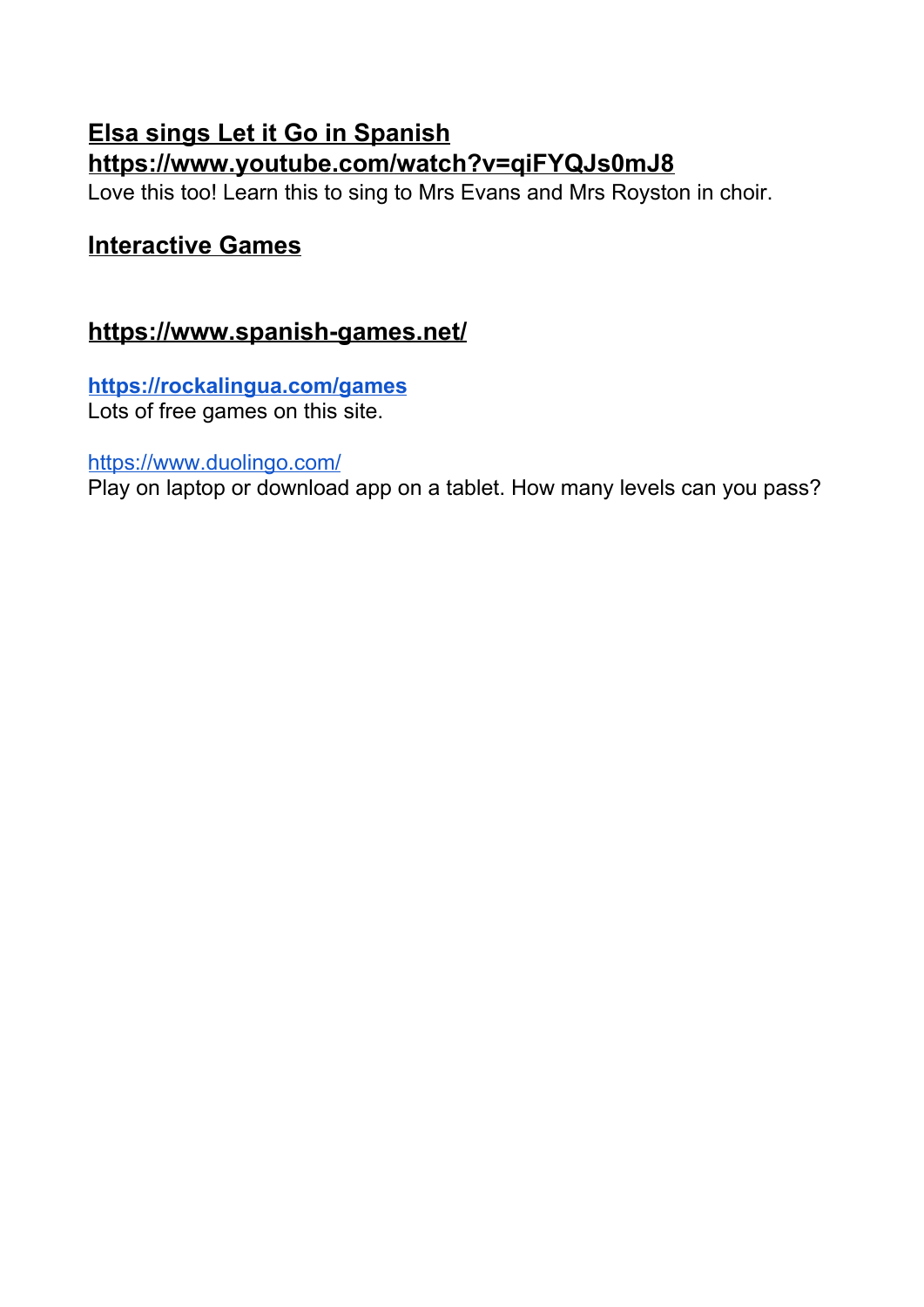**Elsa sings Let it Go in Spanish**
**https://www.youtube.com/watch?v=qiFYQJs0mJ8**
Love this too! Learn this to sing to Mrs Evans and Mrs Royston in choir.

**Interactive Games**

**https://www.spanish-games.net/**

**https://rockalingua.com/games**
Lots of free games on this site.

https://www.duolingo.com/
Play on laptop or download app on a tablet. How many levels can you pass?